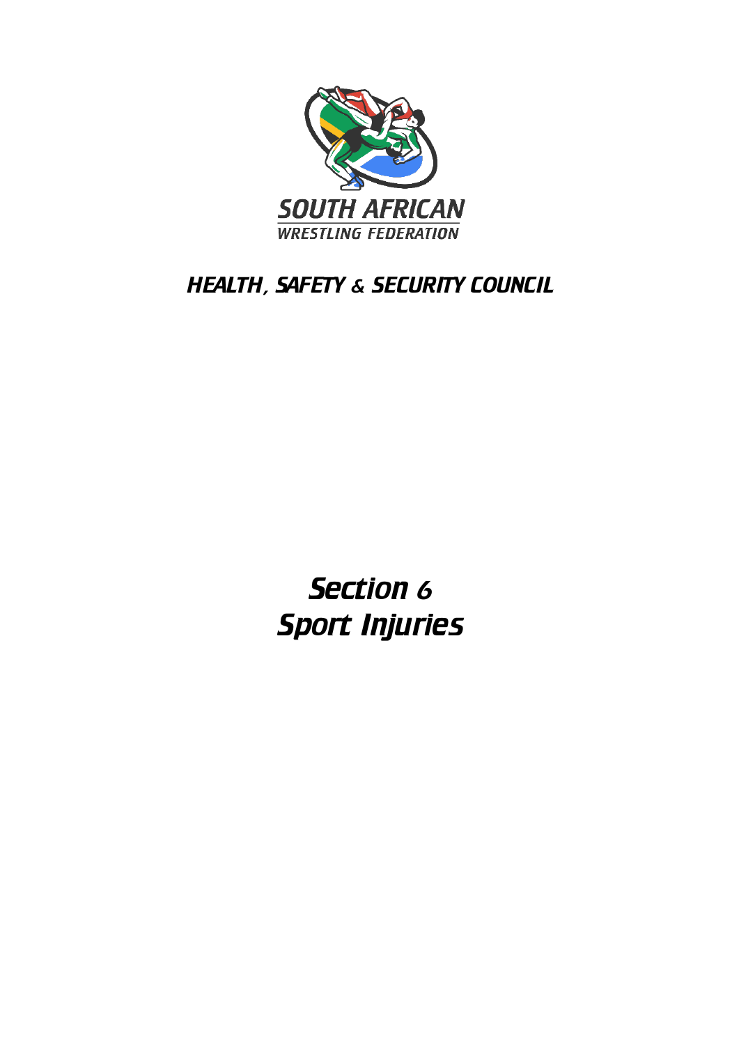SOUTH AFRICAN

WRESTLING FEDERATION

## HEALTH, SAFETY & SECURITY COUNCIL

# Section 6
# Sport Injuries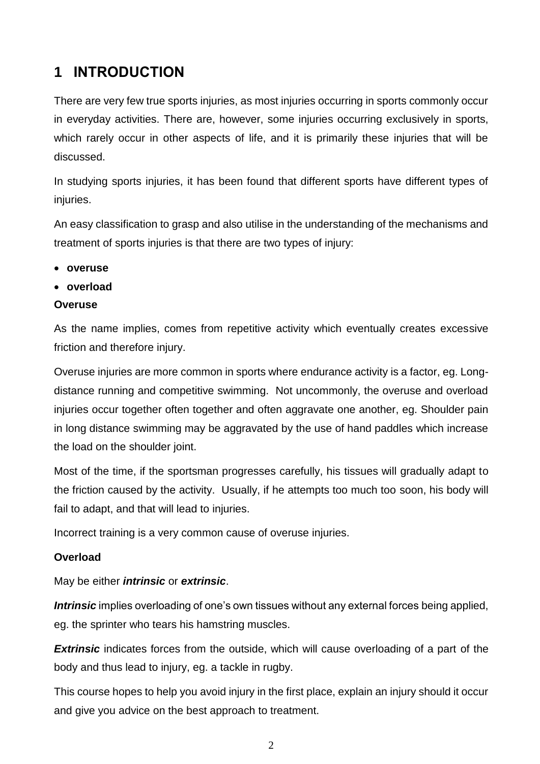# 1 INTRODUCTION

There are very few true sports injuries, as most injuries occurring in sports commonly occur in everyday activities. There are, however, some injuries occurring exclusively in sports, which rarely occur in other aspects of life, and it is primarily these injuries that will be discussed.

In studying sports injuries, it has been found that different sports have different types of injuries.

An easy classification to grasp and also utilise in the understanding of the mechanisms and treatment of sports injuries is that there are two types of injury:

- **overuse**
- **overload**

**Overuse**

As the name implies, comes from repetitive activity which eventually creates excessive friction and therefore injury.

Overuse injuries are more common in sports where endurance activity is a factor, eg. Long-distance running and competitive swimming. Not uncommonly, the overuse and overload injuries occur together often together and often aggravate one another, eg. Shoulder pain in long distance swimming may be aggravated by the use of hand paddles which increase the load on the shoulder joint.

Most of the time, if the sportsman progresses carefully, his tissues will gradually adapt to the friction caused by the activity. Usually, if he attempts too much too soon, his body will fail to adapt, and that will lead to injuries.

Incorrect training is a very common cause of overuse injuries.

**Overload**

May be either ***intrinsic*** or ***extrinsic***.

***Intrinsic*** implies overloading of one's own tissues without any external forces being applied, eg. the sprinter who tears his hamstring muscles.

***Extrinsic*** indicates forces from the outside, which will cause overloading of a part of the body and thus lead to injury, eg. a tackle in rugby.

This course hopes to help you avoid injury in the first place, explain an injury should it occur and give you advice on the best approach to treatment.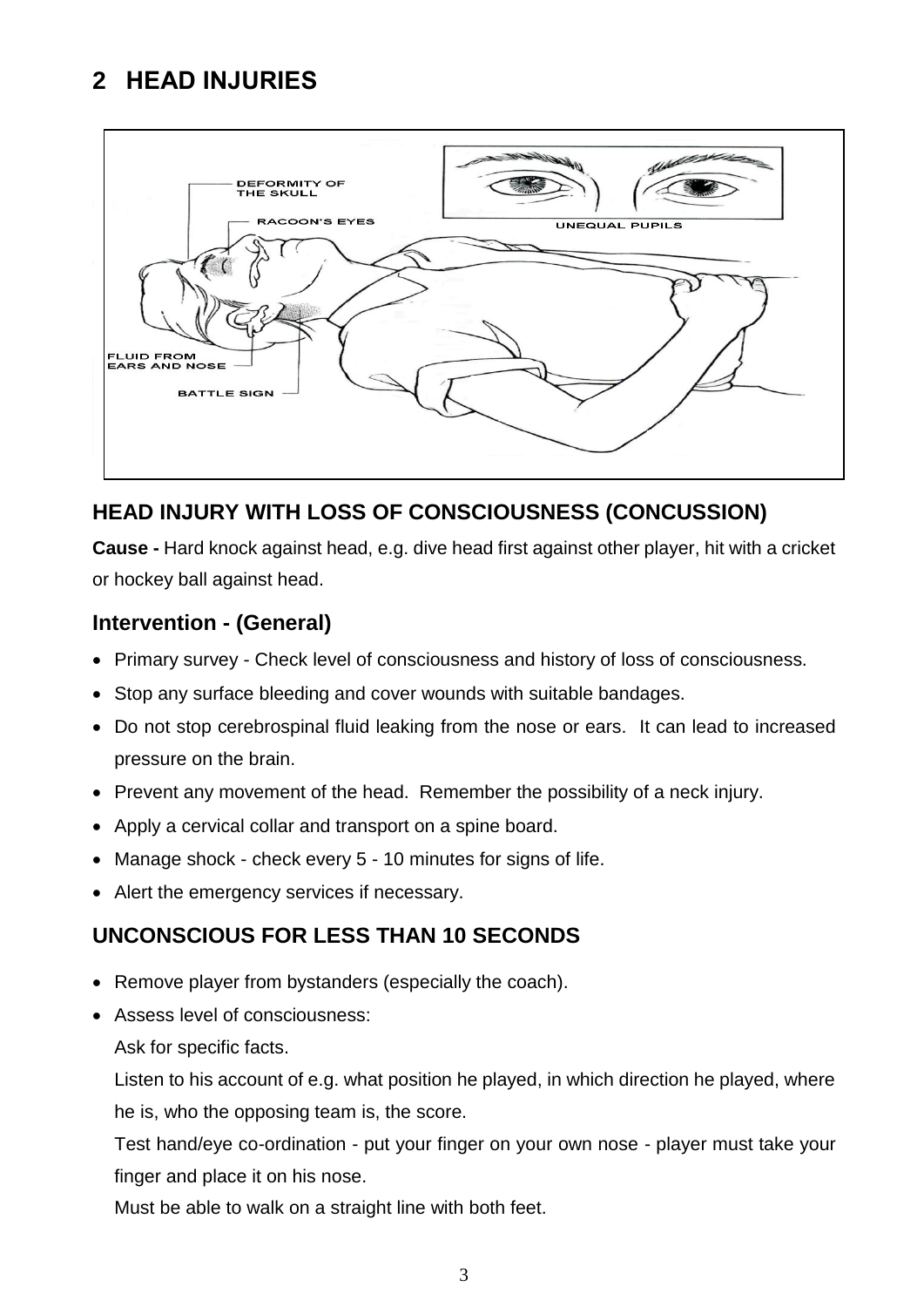## 2 HEAD INJURIES

### HEAD INJURY WITH LOSS OF CONSCIOUSNESS (CONCUSSION)

**Cause -** Hard knock against head, e.g. dive head first against other player, hit with a cricket or hockey ball against head.

### Intervention - (General)

- Primary survey - Check level of consciousness and history of loss of consciousness.
- Stop any surface bleeding and cover wounds with suitable bandages.
- Do not stop cerebrospinal fluid leaking from the nose or ears. It can lead to increased pressure on the brain.
- Prevent any movement of the head. Remember the possibility of a neck injury.
- Apply a cervical collar and transport on a spine board.
- Manage shock - check every 5 - 10 minutes for signs of life.
- Alert the emergency services if necessary.

### UNCONSCIOUS FOR LESS THAN 10 SECONDS

- Remove player from bystanders (especially the coach).
- Assess level of consciousness:

  Ask for specific facts.

  Listen to his account of e.g. what position he played, in which direction he played, where he is, who the opposing team is, the score.

  Test hand/eye co-ordination - put your finger on your own nose - player must take your finger and place it on his nose.

  Must be able to walk on a straight line with both feet.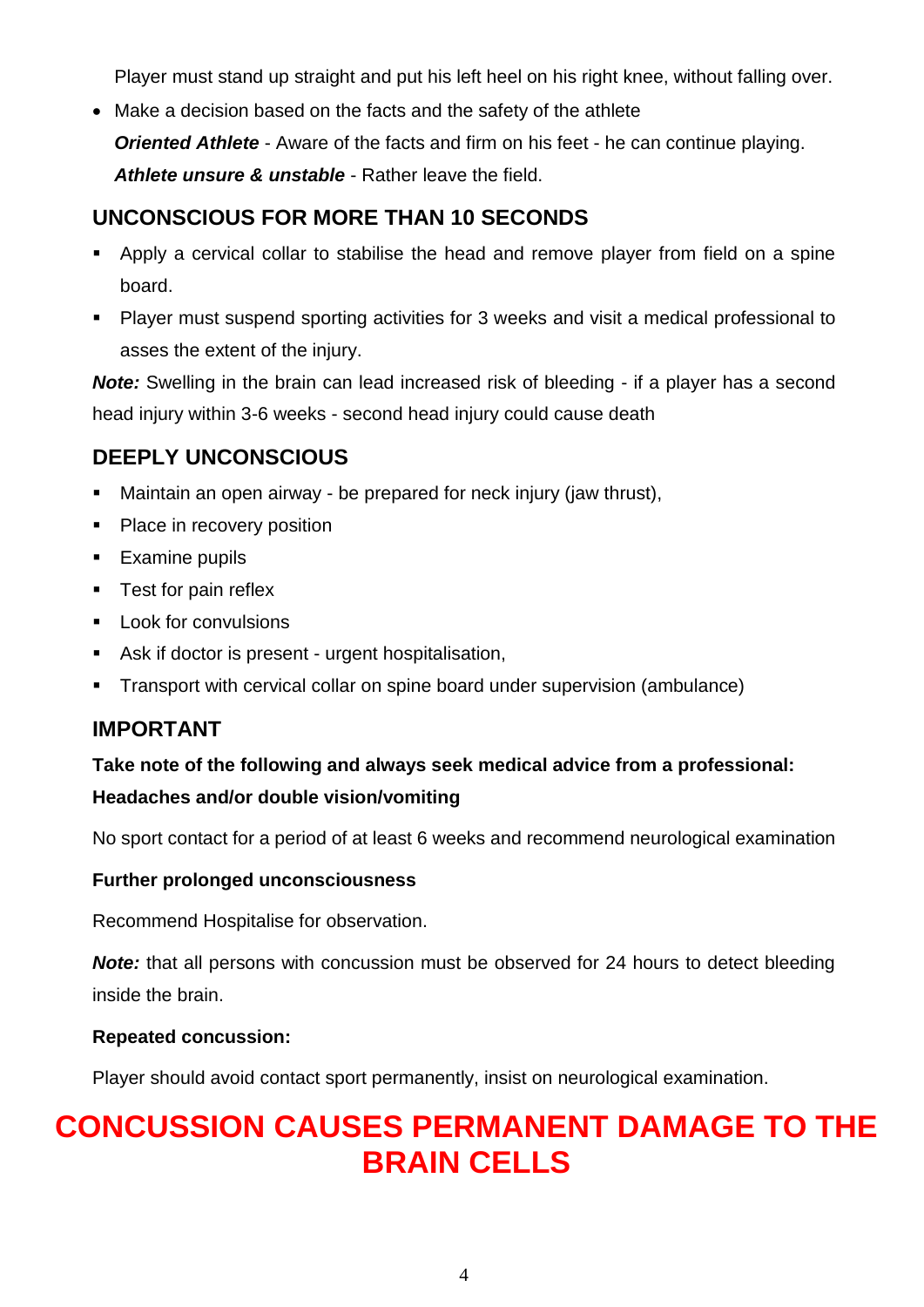Player must stand up straight and put his left heel on his right knee, without falling over.

- Make a decision based on the facts and the safety of the athlete

  ***Oriented Athlete*** - Aware of the facts and firm on his feet - he can continue playing.

  ***Athlete unsure & unstable*** - Rather leave the field.

## UNCONSCIOUS FOR MORE THAN 10 SECONDS

- Apply a cervical collar to stabilise the head and remove player from field on a spine board.
- Player must suspend sporting activities for 3 weeks and visit a medical professional to asses the extent of the injury.

***Note:*** Swelling in the brain can lead increased risk of bleeding - if a player has a second head injury within 3-6 weeks - second head injury could cause death

## DEEPLY UNCONSCIOUS

- Maintain an open airway - be prepared for neck injury (jaw thrust),
- Place in recovery position
- Examine pupils
- Test for pain reflex
- Look for convulsions
- Ask if doctor is present - urgent hospitalisation,
- Transport with cervical collar on spine board under supervision (ambulance)

## IMPORTANT

**Take note of the following and always seek medical advice from a professional:**

**Headaches and/or double vision/vomiting**

No sport contact for a period of at least 6 weeks and recommend neurological examination

**Further prolonged unconsciousness**

Recommend Hospitalise for observation.

***Note:*** that all persons with concussion must be observed for 24 hours to detect bleeding inside the brain.

**Repeated concussion:**

Player should avoid contact sport permanently, insist on neurological examination.

# CONCUSSION CAUSES PERMANENT DAMAGE TO THE BRAIN CELLS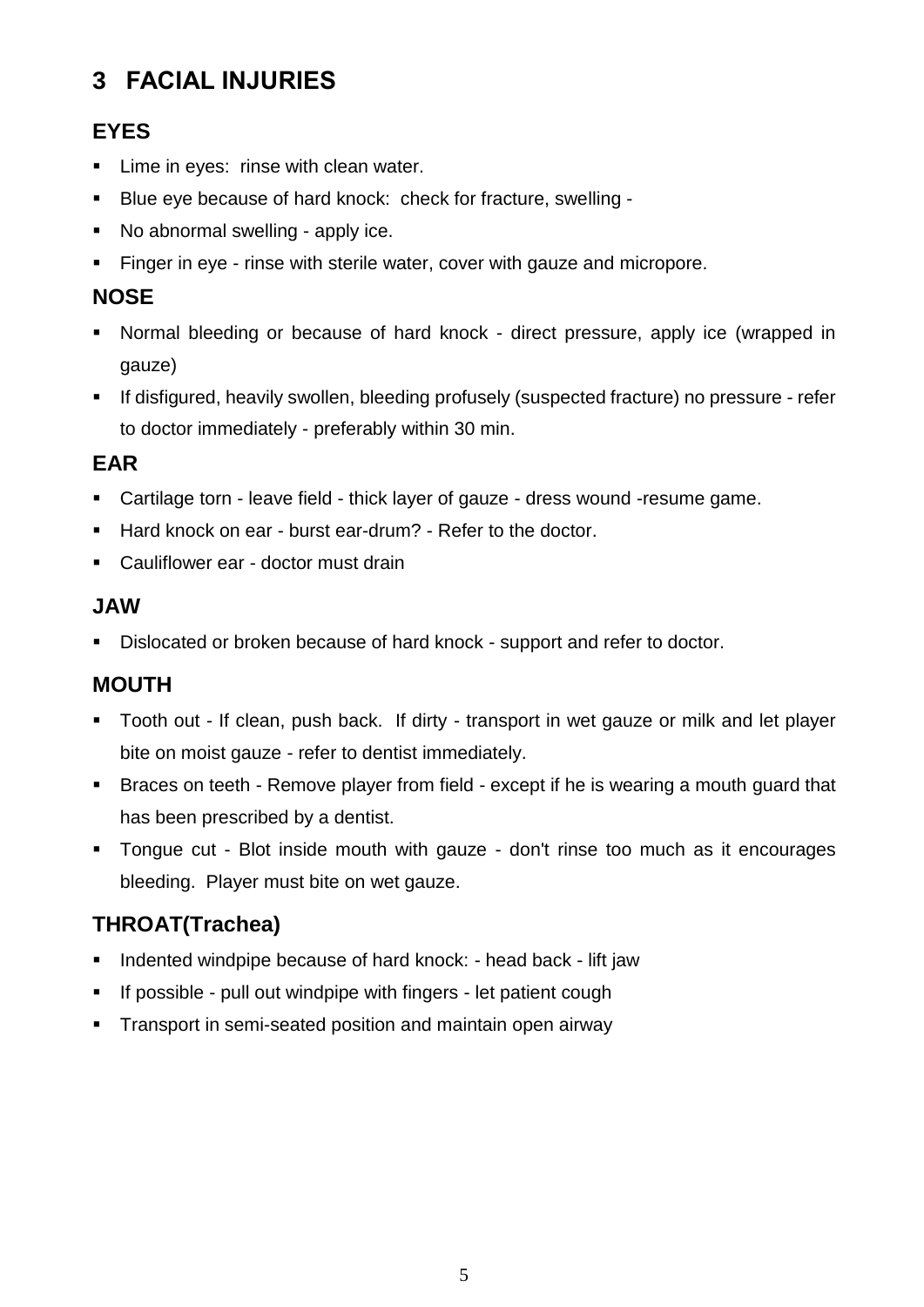# 3 FACIAL INJURIES

## EYES

- Lime in eyes: rinse with clean water.
- Blue eye because of hard knock: check for fracture, swelling -
- No abnormal swelling - apply ice.
- Finger in eye - rinse with sterile water, cover with gauze and micropore.

## NOSE

- Normal bleeding or because of hard knock - direct pressure, apply ice (wrapped in gauze)
- If disfigured, heavily swollen, bleeding profusely (suspected fracture) no pressure - refer to doctor immediately - preferably within 30 min.

## EAR

- Cartilage torn - leave field - thick layer of gauze - dress wound -resume game.
- Hard knock on ear - burst ear-drum? - Refer to the doctor.
- Cauliflower ear - doctor must drain

## JAW

- Dislocated or broken because of hard knock - support and refer to doctor.

## MOUTH

- Tooth out - If clean, push back. If dirty - transport in wet gauze or milk and let player bite on moist gauze - refer to dentist immediately.
- Braces on teeth - Remove player from field - except if he is wearing a mouth guard that has been prescribed by a dentist.
- Tongue cut - Blot inside mouth with gauze - don't rinse too much as it encourages bleeding. Player must bite on wet gauze.

## THROAT(Trachea)

- Indented windpipe because of hard knock: - head back - lift jaw
- If possible - pull out windpipe with fingers - let patient cough
- Transport in semi-seated position and maintain open airway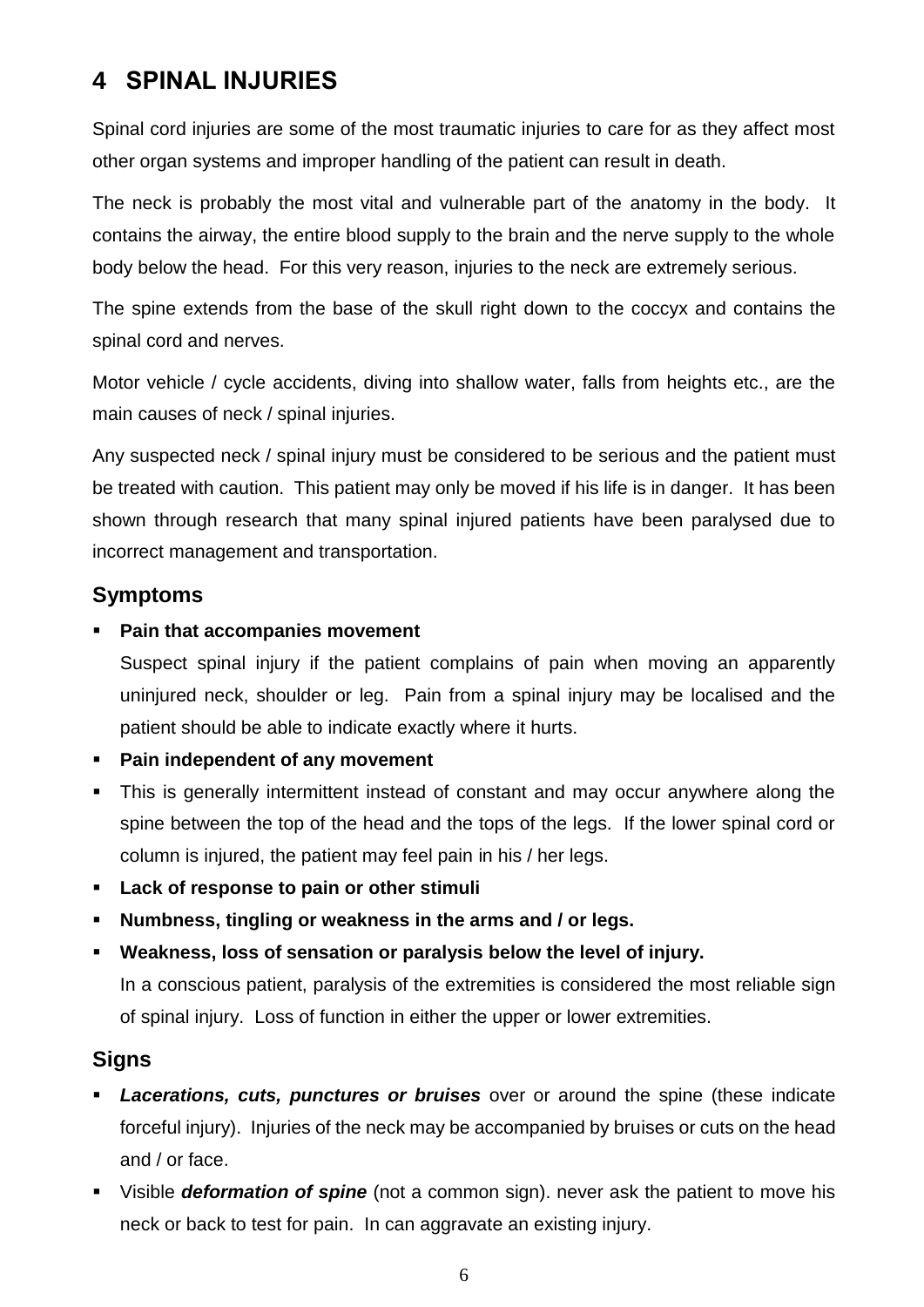# 4 SPINAL INJURIES

Spinal cord injuries are some of the most traumatic injuries to care for as they affect most other organ systems and improper handling of the patient can result in death.

The neck is probably the most vital and vulnerable part of the anatomy in the body. It contains the airway, the entire blood supply to the brain and the nerve supply to the whole body below the head. For this very reason, injuries to the neck are extremely serious.

The spine extends from the base of the skull right down to the coccyx and contains the spinal cord and nerves.

Motor vehicle / cycle accidents, diving into shallow water, falls from heights etc., are the main causes of neck / spinal injuries.

Any suspected neck / spinal injury must be considered to be serious and the patient must be treated with caution. This patient may only be moved if his life is in danger. It has been shown through research that many spinal injured patients have been paralysed due to incorrect management and transportation.

## Symptoms

- **Pain that accompanies movement**

  Suspect spinal injury if the patient complains of pain when moving an apparently uninjured neck, shoulder or leg. Pain from a spinal injury may be localised and the patient should be able to indicate exactly where it hurts.
- **Pain independent of any movement**
- This is generally intermittent instead of constant and may occur anywhere along the spine between the top of the head and the tops of the legs. If the lower spinal cord or column is injured, the patient may feel pain in his / her legs.
- **Lack of response to pain or other stimuli**
- **Numbness, tingling or weakness in the arms and / or legs.**
- **Weakness, loss of sensation or paralysis below the level of injury.**

  In a conscious patient, paralysis of the extremities is considered the most reliable sign of spinal injury. Loss of function in either the upper or lower extremities.

## Signs

- ***Lacerations, cuts, punctures or bruises*** over or around the spine (these indicate forceful injury). Injuries of the neck may be accompanied by bruises or cuts on the head and / or face.
- Visible ***deformation of spine*** (not a common sign). never ask the patient to move his neck or back to test for pain. In can aggravate an existing injury.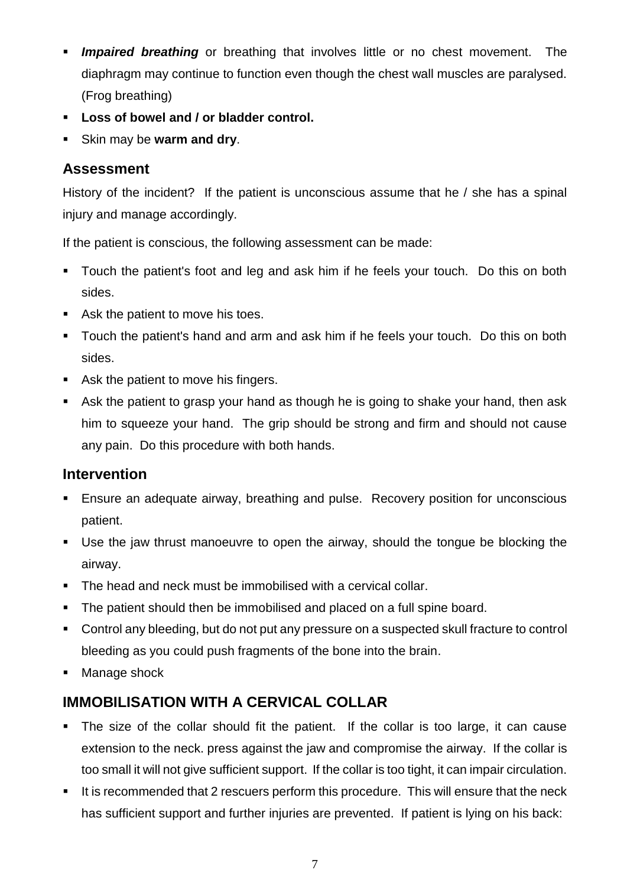- ***Impaired breathing*** or breathing that involves little or no chest movement. The diaphragm may continue to function even though the chest wall muscles are paralysed. (Frog breathing)
- **Loss of bowel and / or bladder control.**
- Skin may be **warm and dry**.

## Assessment

History of the incident? If the patient is unconscious assume that he / she has a spinal injury and manage accordingly.

If the patient is conscious, the following assessment can be made:

- Touch the patient's foot and leg and ask him if he feels your touch. Do this on both sides.
- Ask the patient to move his toes.
- Touch the patient's hand and arm and ask him if he feels your touch. Do this on both sides.
- Ask the patient to move his fingers.
- Ask the patient to grasp your hand as though he is going to shake your hand, then ask him to squeeze your hand. The grip should be strong and firm and should not cause any pain. Do this procedure with both hands.

## Intervention

- Ensure an adequate airway, breathing and pulse. Recovery position for unconscious patient.
- Use the jaw thrust manoeuvre to open the airway, should the tongue be blocking the airway.
- The head and neck must be immobilised with a cervical collar.
- The patient should then be immobilised and placed on a full spine board.
- Control any bleeding, but do not put any pressure on a suspected skull fracture to control bleeding as you could push fragments of the bone into the brain.
- Manage shock

## IMMOBILISATION WITH A CERVICAL COLLAR

- The size of the collar should fit the patient. If the collar is too large, it can cause extension to the neck. press against the jaw and compromise the airway. If the collar is too small it will not give sufficient support. If the collar is too tight, it can impair circulation.
- It is recommended that 2 rescuers perform this procedure. This will ensure that the neck has sufficient support and further injuries are prevented. If patient is lying on his back: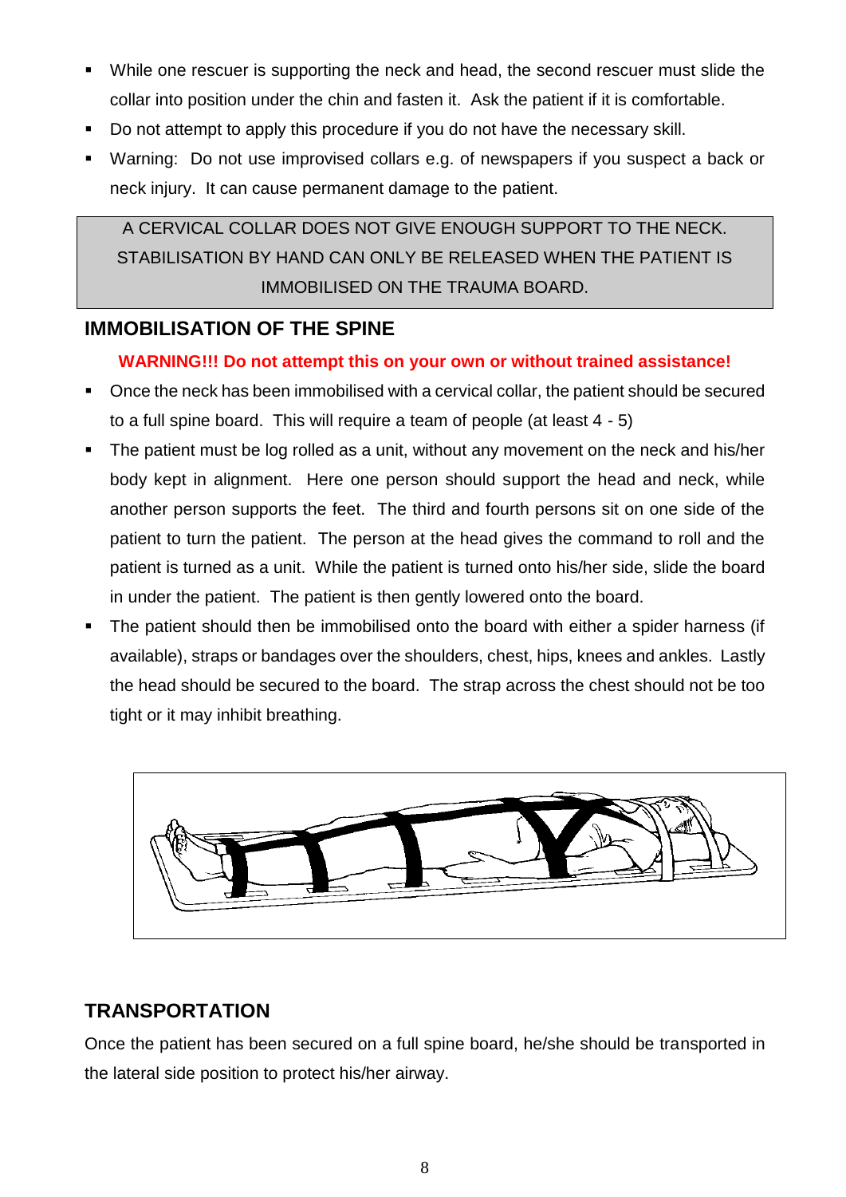- While one rescuer is supporting the neck and head, the second rescuer must slide the collar into position under the chin and fasten it. Ask the patient if it is comfortable.
- Do not attempt to apply this procedure if you do not have the necessary skill.
- Warning: Do not use improvised collars e.g. of newspapers if you suspect a back or neck injury. It can cause permanent damage to the patient.

A CERVICAL COLLAR DOES NOT GIVE ENOUGH SUPPORT TO THE NECK. STABILISATION BY HAND CAN ONLY BE RELEASED WHEN THE PATIENT IS IMMOBILISED ON THE TRAUMA BOARD.

## IMMOBILISATION OF THE SPINE

**WARNING!!! Do not attempt this on your own or without trained assistance!**

- Once the neck has been immobilised with a cervical collar, the patient should be secured to a full spine board. This will require a team of people (at least 4 - 5)
- The patient must be log rolled as a unit, without any movement on the neck and his/her body kept in alignment. Here one person should support the head and neck, while another person supports the feet. The third and fourth persons sit on one side of the patient to turn the patient. The person at the head gives the command to roll and the patient is turned as a unit. While the patient is turned onto his/her side, slide the board in under the patient. The patient is then gently lowered onto the board.
- The patient should then be immobilised onto the board with either a spider harness (if available), straps or bandages over the shoulders, chest, hips, knees and ankles. Lastly the head should be secured to the board. The strap across the chest should not be too tight or it may inhibit breathing.

## TRANSPORTATION

Once the patient has been secured on a full spine board, he/she should be transported in the lateral side position to protect his/her airway.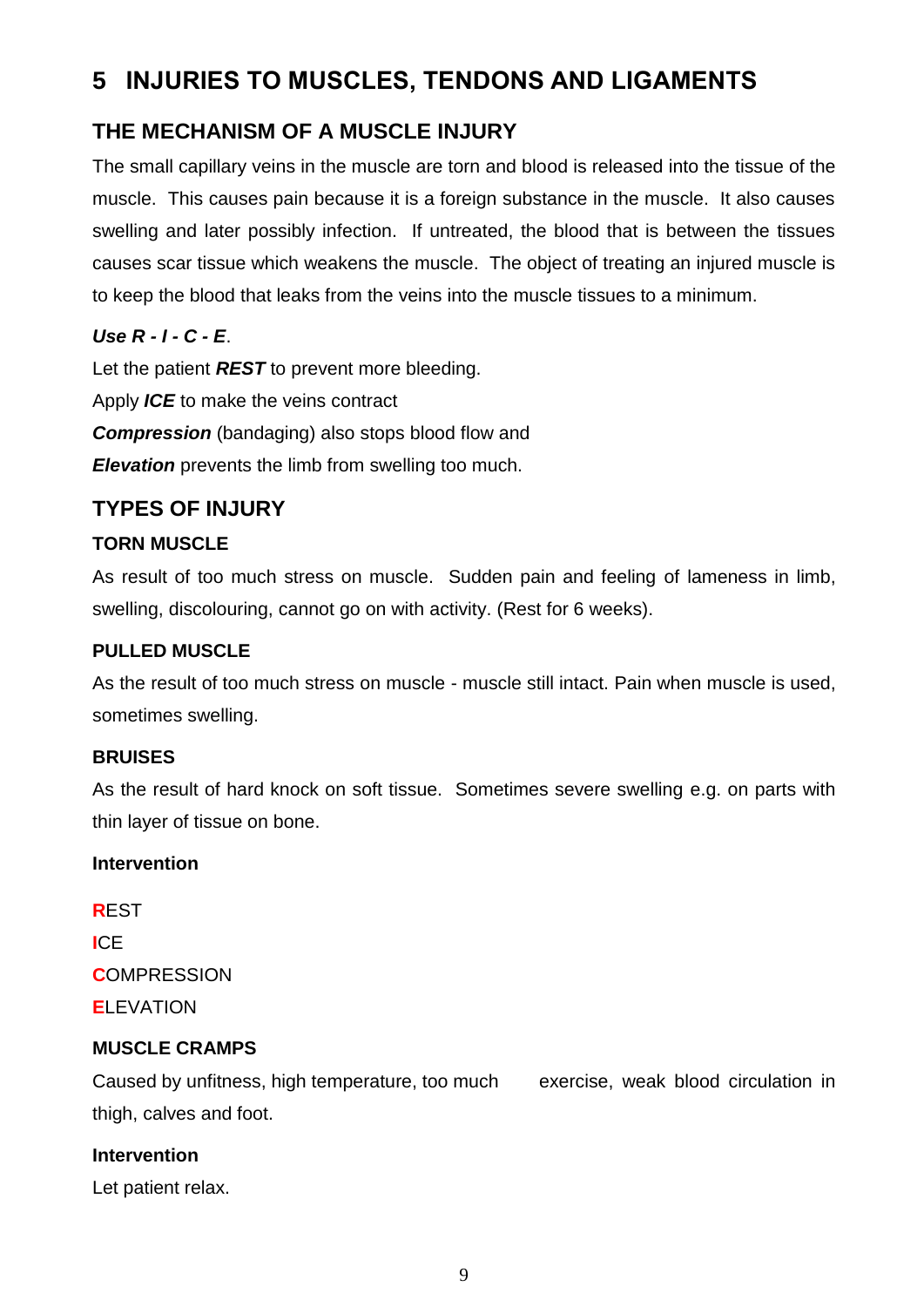# 5 INJURIES TO MUSCLES, TENDONS AND LIGAMENTS

## THE MECHANISM OF A MUSCLE INJURY

The small capillary veins in the muscle are torn and blood is released into the tissue of the muscle. This causes pain because it is a foreign substance in the muscle. It also causes swelling and later possibly infection. If untreated, the blood that is between the tissues causes scar tissue which weakens the muscle. The object of treating an injured muscle is to keep the blood that leaks from the veins into the muscle tissues to a minimum.

***Use R - I - C - E***.

Let the patient ***REST*** to prevent more bleeding.

Apply ***ICE*** to make the veins contract

***Compression*** (bandaging) also stops blood flow and

***Elevation*** prevents the limb from swelling too much.

## TYPES OF INJURY

### TORN MUSCLE

As result of too much stress on muscle. Sudden pain and feeling of lameness in limb, swelling, discolouring, cannot go on with activity. (Rest for 6 weeks).

### PULLED MUSCLE

As the result of too much stress on muscle - muscle still intact. Pain when muscle is used, sometimes swelling.

### BRUISES

As the result of hard knock on soft tissue. Sometimes severe swelling e.g. on parts with thin layer of tissue on bone.

**Intervention**

**R**EST

**I**CE

**C**OMPRESSION

**E**LEVATION

### MUSCLE CRAMPS

Caused by unfitness, high temperature, too much exercise, weak blood circulation in thigh, calves and foot.

**Intervention**

Let patient relax.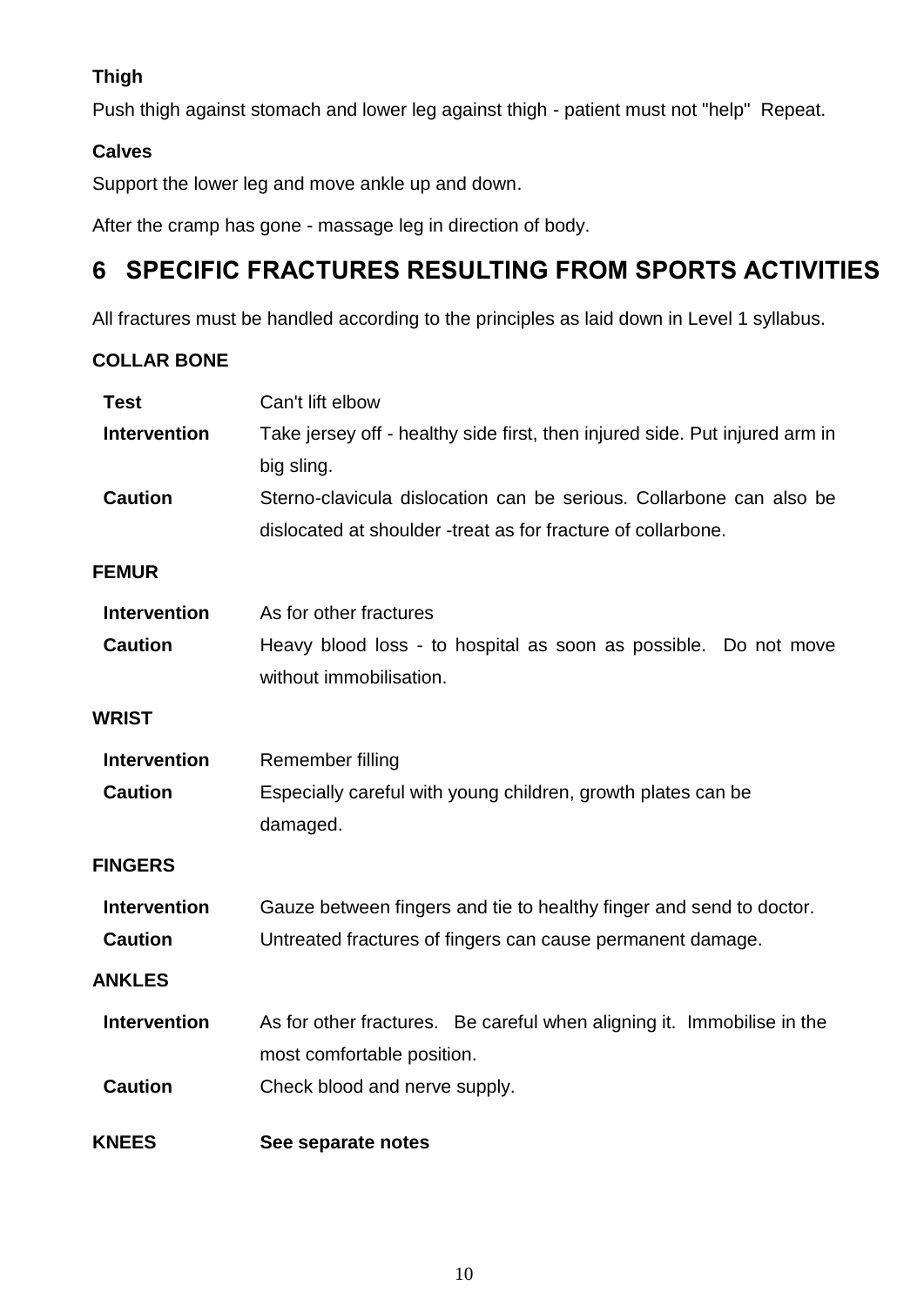**Thigh**

Push thigh against stomach and lower leg against thigh - patient must not "help"  Repeat.

**Calves**

Support the lower leg and move ankle up and down.

After the cramp has gone - massage leg in direction of body.

## 6   SPECIFIC FRACTURES RESULTING FROM SPORTS ACTIVITIES

All fractures must be handled according to the principles as laid down in Level 1 syllabus.

**COLLAR BONE**

**Test** Can't lift elbow

**Intervention** Take jersey off - healthy side first, then injured side. Put injured arm in big sling.

**Caution** Sterno-clavicula dislocation can be serious. Collarbone can also be dislocated at shoulder -treat as for fracture of collarbone.

**FEMUR**

**Intervention** As for other fractures

**Caution** Heavy blood loss - to hospital as soon as possible.  Do not move without immobilisation.

**WRIST**

**Intervention** Remember filling

**Caution** Especially careful with young children, growth plates can be damaged.

**FINGERS**

**Intervention** Gauze between fingers and tie to healthy finger and send to doctor.

**Caution** Untreated fractures of fingers can cause permanent damage.

**ANKLES**

**Intervention** As for other fractures.   Be careful when aligning it.  Immobilise in the most comfortable position.

**Caution** Check blood and nerve supply.

**KNEES** **See separate notes**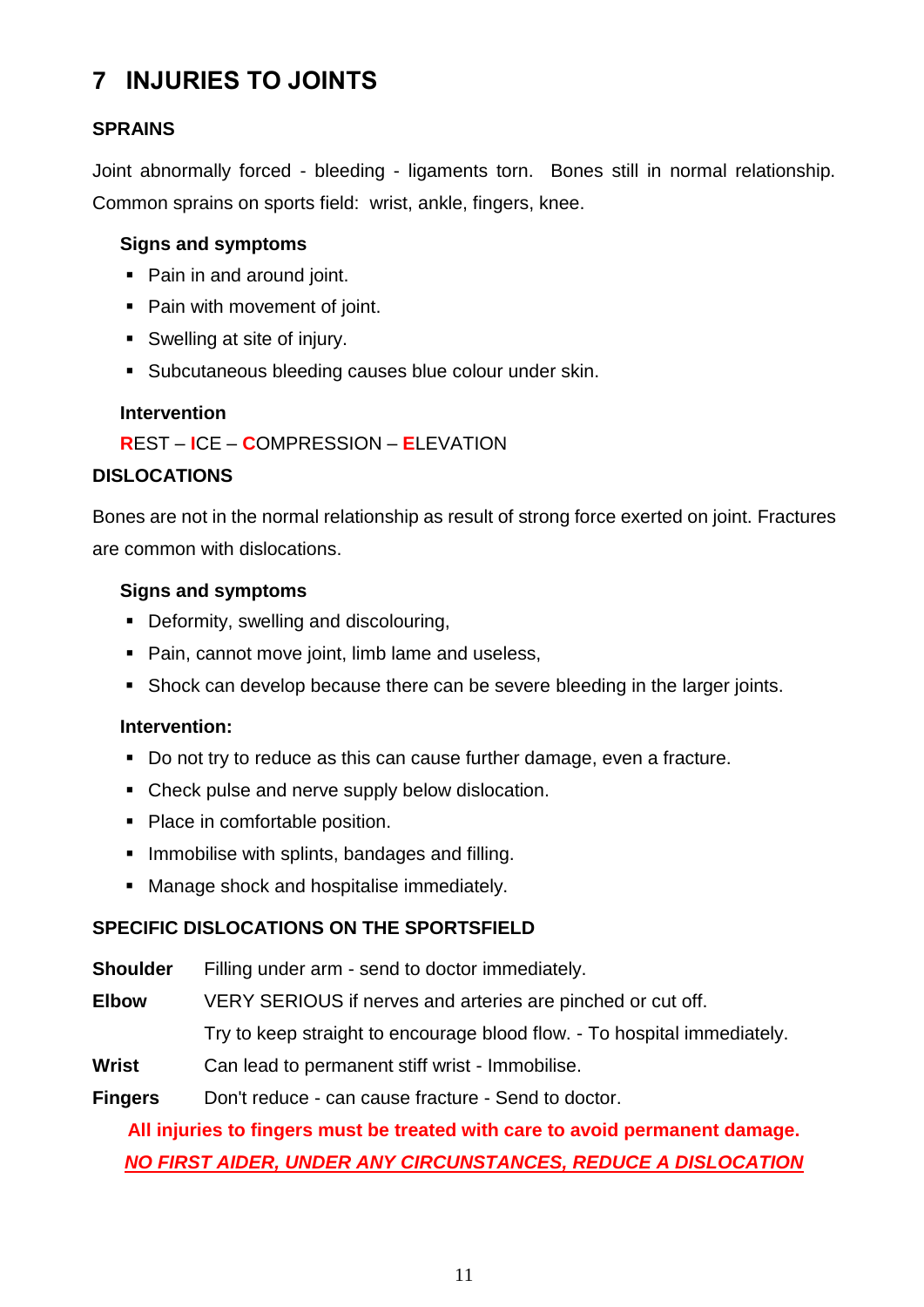## 7 INJURIES TO JOINTS

### SPRAINS

Joint abnormally forced - bleeding - ligaments torn. Bones still in normal relationship. Common sprains on sports field: wrist, ankle, fingers, knee.

#### Signs and symptoms

- Pain in and around joint.
- Pain with movement of joint.
- Swelling at site of injury.
- Subcutaneous bleeding causes blue colour under skin.

#### Intervention

**R**EST – **I**CE – **C**OMPRESSION – **E**LEVATION

### DISLOCATIONS

Bones are not in the normal relationship as result of strong force exerted on joint. Fractures are common with dislocations.

#### Signs and symptoms

- Deformity, swelling and discolouring,
- Pain, cannot move joint, limb lame and useless,
- Shock can develop because there can be severe bleeding in the larger joints.

#### Intervention:

- Do not try to reduce as this can cause further damage, even a fracture.
- Check pulse and nerve supply below dislocation.
- Place in comfortable position.
- Immobilise with splints, bandages and filling.
- Manage shock and hospitalise immediately.

### SPECIFIC DISLOCATIONS ON THE SPORTSFIELD

**Shoulder** Filling under arm - send to doctor immediately.

**Elbow** VERY SERIOUS if nerves and arteries are pinched or cut off.
Try to keep straight to encourage blood flow. - To hospital immediately.

**Wrist** Can lead to permanent stiff wrist - Immobilise.

**Fingers** Don't reduce - can cause fracture - Send to doctor.

**All injuries to fingers must be treated with care to avoid permanent damage.**

***NO FIRST AIDER, UNDER ANY CIRCUMSTANCES, REDUCE A DISLOCATION***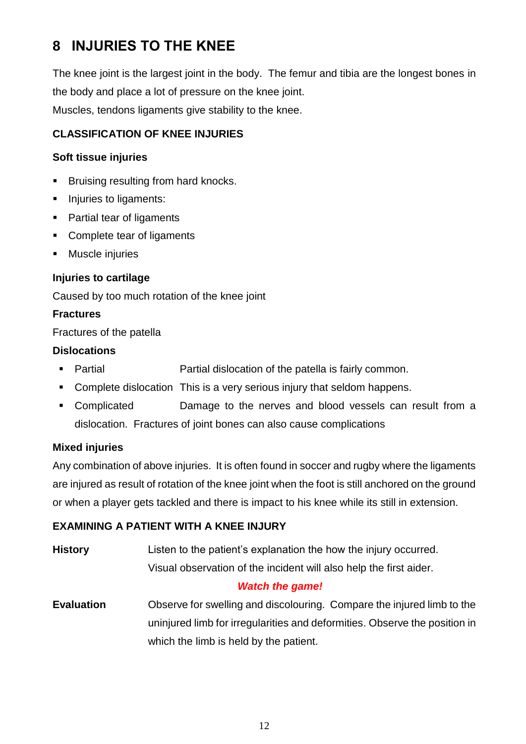# 8 INJURIES TO THE KNEE

The knee joint is the largest joint in the body. The femur and tibia are the longest bones in the body and place a lot of pressure on the knee joint.
Muscles, tendons ligaments give stability to the knee.

## CLASSIFICATION OF KNEE INJURIES

### Soft tissue injuries

- Bruising resulting from hard knocks.
- Injuries to ligaments:
- Partial tear of ligaments
- Complete tear of ligaments
- Muscle injuries

### Injuries to cartilage

Caused by too much rotation of the knee joint

### Fractures

Fractures of the patella

### Dislocations

- Partial: Partial dislocation of the patella is fairly common.
- Complete dislocation: This is a very serious injury that seldom happens.
- Complicated: Damage to the nerves and blood vessels can result from a dislocation. Fractures of joint bones can also cause complications

### Mixed injuries

Any combination of above injuries. It is often found in soccer and rugby where the ligaments are injured as result of rotation of the knee joint when the foot is still anchored on the ground or when a player gets tackled and there is impact to his knee while its still in extension.

## EXAMINING A PATIENT WITH A KNEE INJURY

**History** Listen to the patient's explanation the how the injury occurred. Visual observation of the incident will also help the first aider.

***Watch the game!***

**Evaluation** Observe for swelling and discolouring. Compare the injured limb to the uninjured limb for irregularities and deformities. Observe the position in which the limb is held by the patient.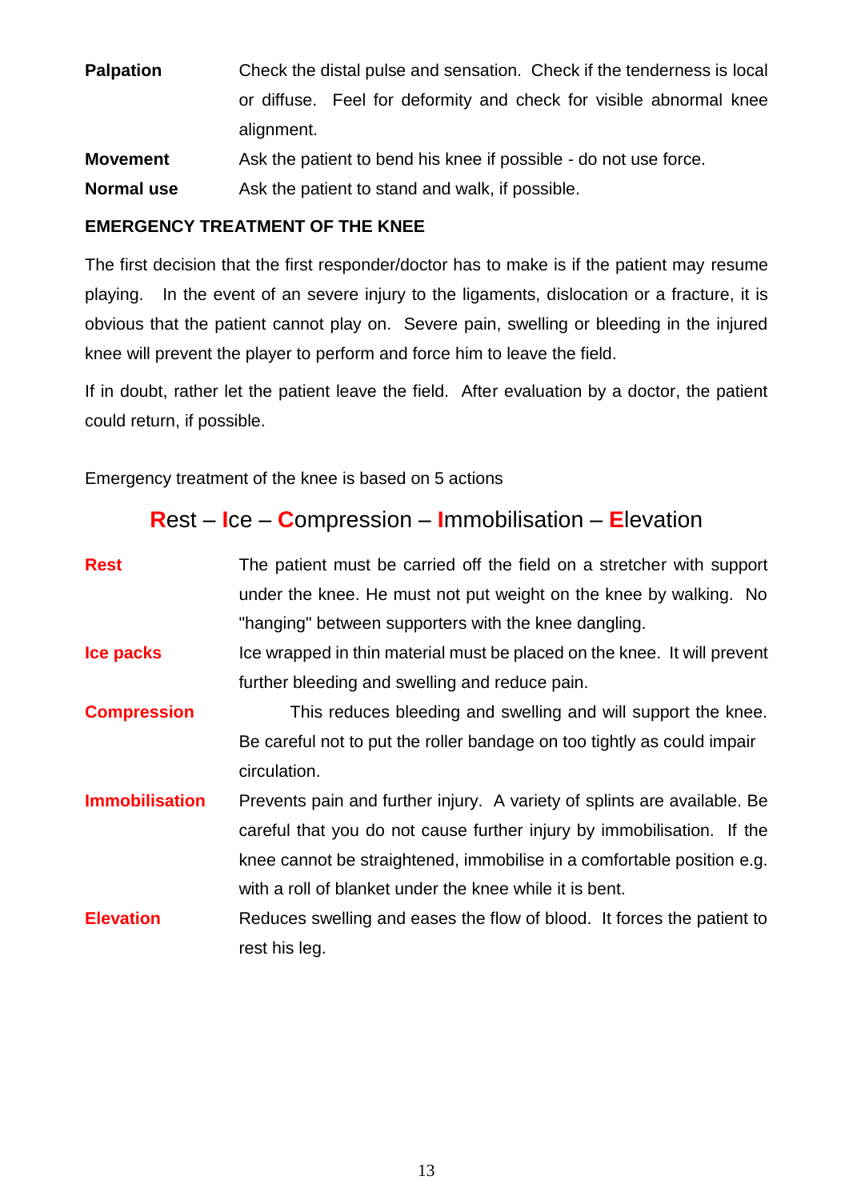**Palpation** Check the distal pulse and sensation. Check if the tenderness is local or diffuse. Feel for deformity and check for visible abnormal knee alignment.

**Movement** Ask the patient to bend his knee if possible - do not use force.

**Normal use** Ask the patient to stand and walk, if possible.

## EMERGENCY TREATMENT OF THE KNEE

The first decision that the first responder/doctor has to make is if the patient may resume playing. In the event of an severe injury to the ligaments, dislocation or a fracture, it is obvious that the patient cannot play on. Severe pain, swelling or bleeding in the injured knee will prevent the player to perform and force him to leave the field.

If in doubt, rather let the patient leave the field. After evaluation by a doctor, the patient could return, if possible.

Emergency treatment of the knee is based on 5 actions

### **R**est – **I**ce – **C**ompression – **I**mmobilisation – **E**levation

**Rest** The patient must be carried off the field on a stretcher with support under the knee. He must not put weight on the knee by walking. No "hanging" between supporters with the knee dangling.

**Ice packs** Ice wrapped in thin material must be placed on the knee. It will prevent further bleeding and swelling and reduce pain.

**Compression** This reduces bleeding and swelling and will support the knee. Be careful not to put the roller bandage on too tightly as could impair circulation.

**Immobilisation** Prevents pain and further injury. A variety of splints are available. Be careful that you do not cause further injury by immobilisation. If the knee cannot be straightened, immobilise in a comfortable position e.g. with a roll of blanket under the knee while it is bent.

**Elevation** Reduces swelling and eases the flow of blood. It forces the patient to rest his leg.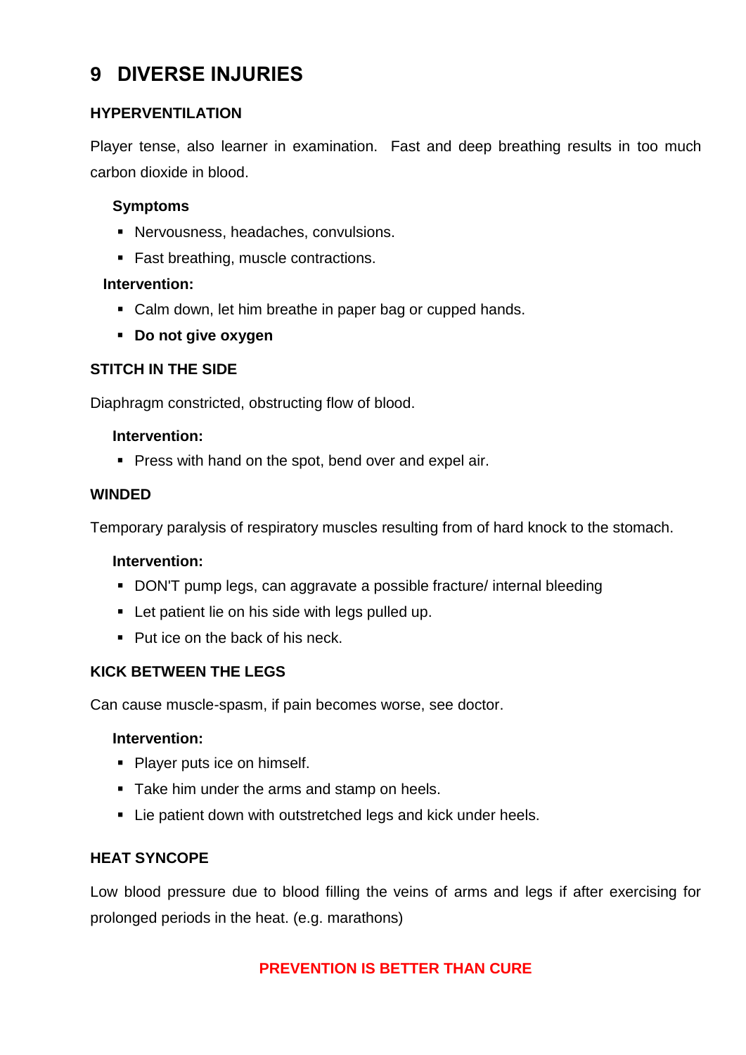# 9 DIVERSE INJURIES

## HYPERVENTILATION

Player tense, also learner in examination. Fast and deep breathing results in too much carbon dioxide in blood.

**Symptoms**

- Nervousness, headaches, convulsions.
- Fast breathing, muscle contractions.

**Intervention:**

- Calm down, let him breathe in paper bag or cupped hands.
- **Do not give oxygen**

## STITCH IN THE SIDE

Diaphragm constricted, obstructing flow of blood.

**Intervention:**

- Press with hand on the spot, bend over and expel air.

## WINDED

Temporary paralysis of respiratory muscles resulting from of hard knock to the stomach.

**Intervention:**

- DON'T pump legs, can aggravate a possible fracture/ internal bleeding
- Let patient lie on his side with legs pulled up.
- Put ice on the back of his neck.

## KICK BETWEEN THE LEGS

Can cause muscle-spasm, if pain becomes worse, see doctor.

**Intervention:**

- Player puts ice on himself.
- Take him under the arms and stamp on heels.
- Lie patient down with outstretched legs and kick under heels.

## HEAT SYNCOPE

Low blood pressure due to blood filling the veins of arms and legs if after exercising for prolonged periods in the heat. (e.g. marathons)

**PREVENTION IS BETTER THAN CURE**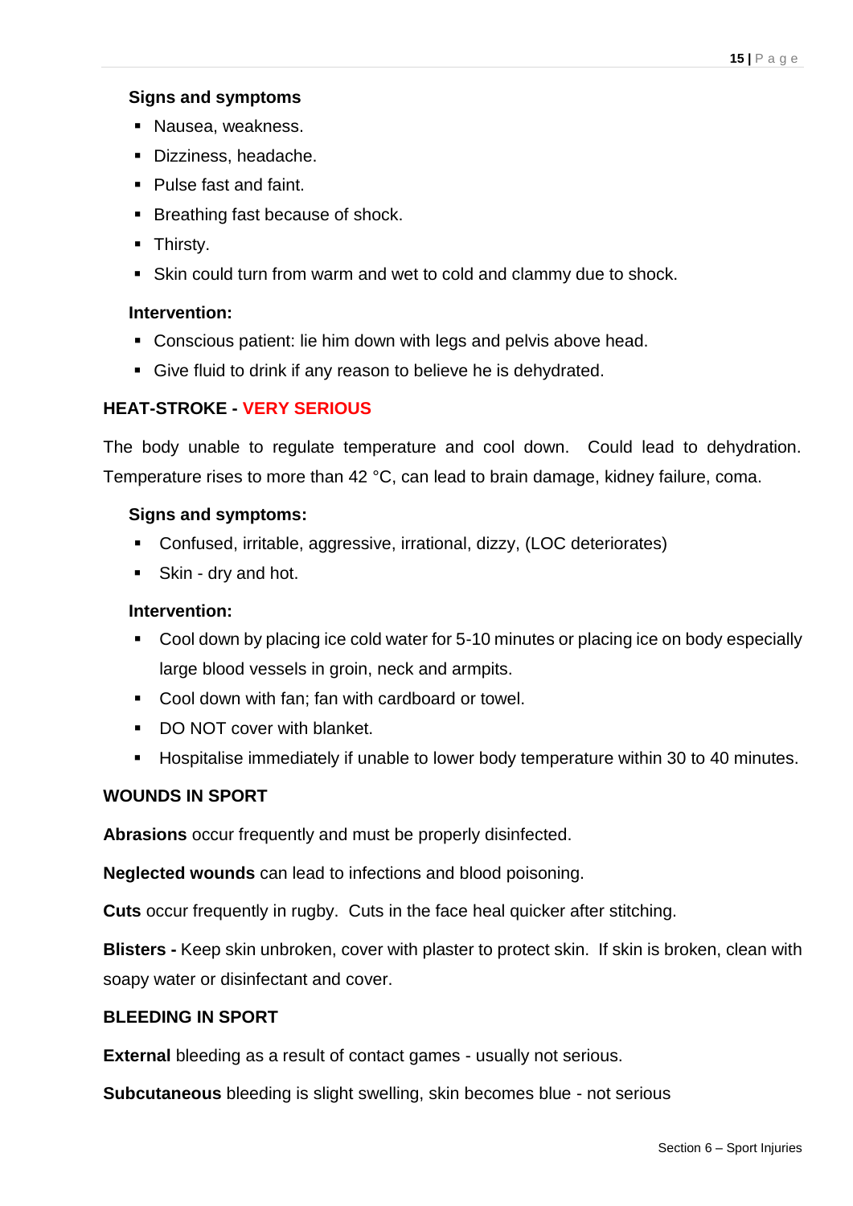**Signs and symptoms**

- Nausea, weakness.
- Dizziness, headache.
- Pulse fast and faint.
- Breathing fast because of shock.
- Thirsty.
- Skin could turn from warm and wet to cold and clammy due to shock.

**Intervention:**

- Conscious patient: lie him down with legs and pelvis above head.
- Give fluid to drink if any reason to believe he is dehydrated.

**HEAT-STROKE - VERY SERIOUS**

The body unable to regulate temperature and cool down. Could lead to dehydration. Temperature rises to more than 42 °C, can lead to brain damage, kidney failure, coma.

**Signs and symptoms:**

- Confused, irritable, aggressive, irrational, dizzy, (LOC deteriorates)
- Skin - dry and hot.

**Intervention:**

- Cool down by placing ice cold water for 5-10 minutes or placing ice on body especially large blood vessels in groin, neck and armpits.
- Cool down with fan; fan with cardboard or towel.
- DO NOT cover with blanket.
- Hospitalise immediately if unable to lower body temperature within 30 to 40 minutes.

**WOUNDS IN SPORT**

**Abrasions** occur frequently and must be properly disinfected.

**Neglected wounds** can lead to infections and blood poisoning.

**Cuts** occur frequently in rugby. Cuts in the face heal quicker after stitching.

**Blisters -** Keep skin unbroken, cover with plaster to protect skin. If skin is broken, clean with soapy water or disinfectant and cover.

**BLEEDING IN SPORT**

**External** bleeding as a result of contact games - usually not serious.

**Subcutaneous** bleeding is slight swelling, skin becomes blue - not serious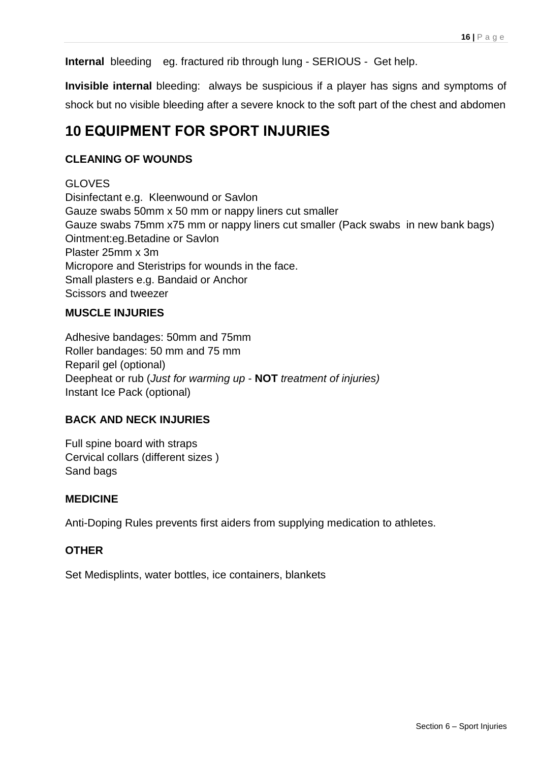**Internal** bleeding eg. fractured rib through lung - SERIOUS - Get help.

**Invisible internal** bleeding: always be suspicious if a player has signs and symptoms of shock but no visible bleeding after a severe knock to the soft part of the chest and abdomen

# 10 EQUIPMENT FOR SPORT INJURIES

### CLEANING OF WOUNDS

GLOVES
Disinfectant e.g. Kleenwound or Savlon
Gauze swabs 50mm x 50 mm or nappy liners cut smaller
Gauze swabs 75mm x75 mm or nappy liners cut smaller (Pack swabs in new bank bags)
Ointment:eg.Betadine or Savlon
Plaster 25mm x 3m
Micropore and Steristrips for wounds in the face.
Small plasters e.g. Bandaid or Anchor
Scissors and tweezer

### MUSCLE INJURIES

Adhesive bandages: 50mm and 75mm
Roller bandages: 50 mm and 75 mm
Reparil gel (optional)
Deepheat or rub (*Just for warming up* - **NOT** *treatment of injuries)*
Instant Ice Pack (optional)

### BACK AND NECK INJURIES

Full spine board with straps
Cervical collars (different sizes )
Sand bags

### MEDICINE

Anti-Doping Rules prevents first aiders from supplying medication to athletes.

### OTHER

Set Medisplints, water bottles, ice containers, blankets